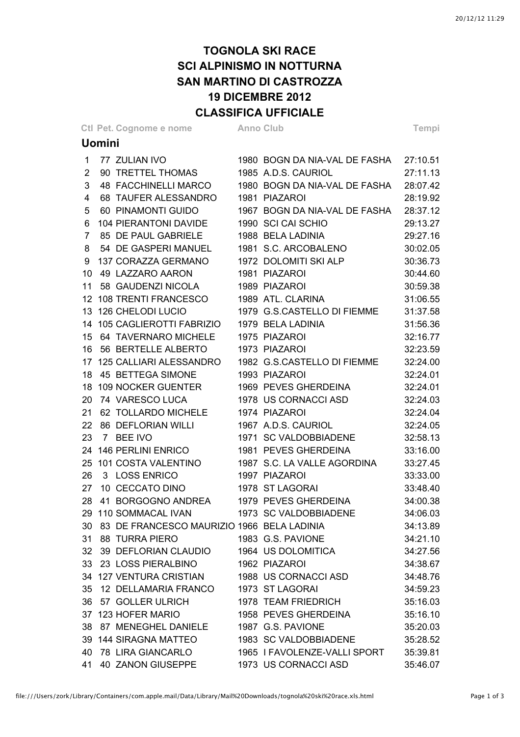# TOGNOLA SKI RACE
# SCI ALPINISMO IN NOTTURNA
# SAN MARTINO DI CASTROZZA
# 19 DICEMBRE 2012
# CLASSIFICA UFFICIALE

## Uomini

| Ctl | Pet. | Cognome e nome | Anno | Club | Tempi |
|---|---|---|---|---|---|
| 1 | 77 | ZULIAN IVO | 1980 | BOGN DA NIA-VAL DE FASHA | 27:10.51 |
| 2 | 90 | TRETTEL THOMAS | 1985 | A.D.S. CAURIOL | 27:11.13 |
| 3 | 48 | FACCHINELLI MARCO | 1980 | BOGN DA NIA-VAL DE FASHA | 28:07.42 |
| 4 | 68 | TAUFER ALESSANDRO | 1981 | PIAZAROI | 28:19.92 |
| 5 | 60 | PINAMONTI GUIDO | 1967 | BOGN DA NIA-VAL DE FASHA | 28:37.12 |
| 6 | 104 | PIERANTONI DAVIDE | 1990 | SCI CAI SCHIO | 29:13.27 |
| 7 | 85 | DE PAUL GABRIELE | 1988 | BELA LADINIA | 29:27.16 |
| 8 | 54 | DE GASPERI MANUEL | 1981 | S.C. ARCOBALENO | 30:02.05 |
| 9 | 137 | CORAZZA GERMANO | 1972 | DOLOMITI SKI ALP | 30:36.73 |
| 10 | 49 | LAZZARO AARON | 1981 | PIAZAROI | 30:44.60 |
| 11 | 58 | GAUDENZI NICOLA | 1989 | PIAZAROI | 30:59.38 |
| 12 | 108 | TRENTI FRANCESCO | 1989 | ATL. CLARINA | 31:06.55 |
| 13 | 126 | CHELODI LUCIO | 1979 | G.S.CASTELLO DI FIEMME | 31:37.58 |
| 14 | 105 | CAGLIEROTTI FABRIZIO | 1979 | BELA LADINIA | 31:56.36 |
| 15 | 64 | TAVERNARO MICHELE | 1975 | PIAZAROI | 32:16.77 |
| 16 | 56 | BERTELLE ALBERTO | 1973 | PIAZAROI | 32:23.59 |
| 17 | 125 | CALLIARI ALESSANDRO | 1982 | G.S.CASTELLO DI FIEMME | 32:24.00 |
| 18 | 45 | BETTEGA SIMONE | 1993 | PIAZAROI | 32:24.01 |
| 18 | 109 | NOCKER GUENTER | 1969 | PEVES GHERDEINA | 32:24.01 |
| 20 | 74 | VARESCO LUCA | 1978 | US CORNACCI ASD | 32:24.03 |
| 21 | 62 | TOLLARDO MICHELE | 1974 | PIAZAROI | 32:24.04 |
| 22 | 86 | DEFLORIAN WILLI | 1967 | A.D.S. CAURIOL | 32:24.05 |
| 23 | 7 | BEE IVO | 1971 | SC VALDOBBIADENE | 32:58.13 |
| 24 | 146 | PERLINI ENRICO | 1981 | PEVES GHERDEINA | 33:16.00 |
| 25 | 101 | COSTA VALENTINO | 1987 | S.C. LA VALLE AGORDINA | 33:27.45 |
| 26 | 3 | LOSS ENRICO | 1997 | PIAZAROI | 33:33.00 |
| 27 | 10 | CECCATO DINO | 1978 | ST LAGORAI | 33:48.40 |
| 28 | 41 | BORGOGNO ANDREA | 1979 | PEVES GHERDEINA | 34:00.38 |
| 29 | 110 | SOMMACAL IVAN | 1973 | SC VALDOBBIADENE | 34:06.03 |
| 30 | 83 | DE FRANCESCO MAURIZIO | 1966 | BELA LADINIA | 34:13.89 |
| 31 | 88 | TURRA PIERO | 1983 | G.S. PAVIONE | 34:21.10 |
| 32 | 39 | DEFLORIAN CLAUDIO | 1964 | US DOLOMITICA | 34:27.56 |
| 33 | 23 | LOSS PIERALBINO | 1962 | PIAZAROI | 34:38.67 |
| 34 | 127 | VENTURA CRISTIAN | 1988 | US CORNACCI ASD | 34:48.76 |
| 35 | 12 | DELLAMARIA FRANCO | 1973 | ST LAGORAI | 34:59.23 |
| 36 | 57 | GOLLER ULRICH | 1978 | TEAM FRIEDRICH | 35:16.03 |
| 37 | 123 | HOFER MARIO | 1958 | PEVES GHERDEINA | 35:16.10 |
| 38 | 87 | MENEGHEL DANIELE | 1987 | G.S. PAVIONE | 35:20.03 |
| 39 | 144 | SIRAGNA MATTEO | 1983 | SC VALDOBBIADENE | 35:28.52 |
| 40 | 78 | LIRA GIANCARLO | 1965 | I FAVOLENZE-VALLI SPORT | 35:39.81 |
| 41 | 40 | ZANON GIUSEPPE | 1973 | US CORNACCI ASD | 35:46.07 |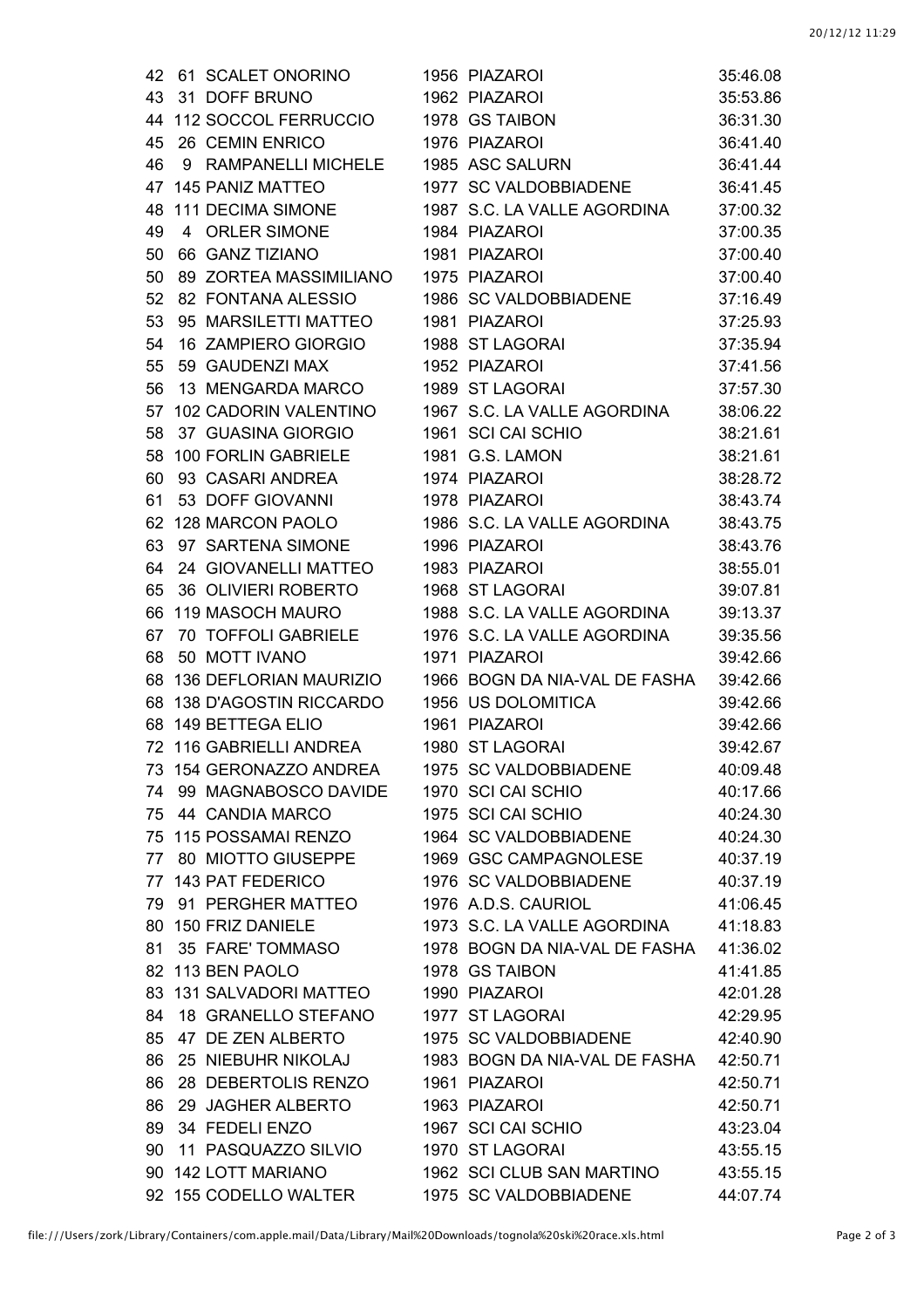| | | | | | |
|---|---|---|---|---|---|
| 42 | 61 | SCALET ONORINO | 1956 | PIAZAROI | 35:46.08 |
| 43 | 31 | DOFF BRUNO | 1962 | PIAZAROI | 35:53.86 |
| 44 | 112 | SOCCOL FERRUCCIO | 1978 | GS TAIBON | 36:31.30 |
| 45 | 26 | CEMIN ENRICO | 1976 | PIAZAROI | 36:41.40 |
| 46 | 9 | RAMPANELLI MICHELE | 1985 | ASC SALURN | 36:41.44 |
| 47 | 145 | PANIZ MATTEO | 1977 | SC VALDOBBIADENE | 36:41.45 |
| 48 | 111 | DECIMA SIMONE | 1987 | S.C. LA VALLE AGORDINA | 37:00.32 |
| 49 | 4 | ORLER SIMONE | 1984 | PIAZAROI | 37:00.35 |
| 50 | 66 | GANZ TIZIANO | 1981 | PIAZAROI | 37:00.40 |
| 50 | 89 | ZORTEA MASSIMILIANO | 1975 | PIAZAROI | 37:00.40 |
| 52 | 82 | FONTANA ALESSIO | 1986 | SC VALDOBBIADENE | 37:16.49 |
| 53 | 95 | MARSILETTI MATTEO | 1981 | PIAZAROI | 37:25.93 |
| 54 | 16 | ZAMPIERO GIORGIO | 1988 | ST LAGORAI | 37:35.94 |
| 55 | 59 | GAUDENZI MAX | 1952 | PIAZAROI | 37:41.56 |
| 56 | 13 | MENGARDA MARCO | 1989 | ST LAGORAI | 37:57.30 |
| 57 | 102 | CADORIN VALENTINO | 1967 | S.C. LA VALLE AGORDINA | 38:06.22 |
| 58 | 37 | GUASINA GIORGIO | 1961 | SCI CAI SCHIO | 38:21.61 |
| 58 | 100 | FORLIN GABRIELE | 1981 | G.S. LAMON | 38:21.61 |
| 60 | 93 | CASARI ANDREA | 1974 | PIAZAROI | 38:28.72 |
| 61 | 53 | DOFF GIOVANNI | 1978 | PIAZAROI | 38:43.74 |
| 62 | 128 | MARCON PAOLO | 1986 | S.C. LA VALLE AGORDINA | 38:43.75 |
| 63 | 97 | SARTENA SIMONE | 1996 | PIAZAROI | 38:43.76 |
| 64 | 24 | GIOVANELLI MATTEO | 1983 | PIAZAROI | 38:55.01 |
| 65 | 36 | OLIVIERI ROBERTO | 1968 | ST LAGORAI | 39:07.81 |
| 66 | 119 | MASOCH MAURO | 1988 | S.C. LA VALLE AGORDINA | 39:13.37 |
| 67 | 70 | TOFFOLI GABRIELE | 1976 | S.C. LA VALLE AGORDINA | 39:35.56 |
| 68 | 50 | MOTT IVANO | 1971 | PIAZAROI | 39:42.66 |
| 68 | 136 | DEFLORIAN MAURIZIO | 1966 | BOGN DA NIA-VAL DE FASHA | 39:42.66 |
| 68 | 138 | D'AGOSTIN RICCARDO | 1956 | US DOLOMITICA | 39:42.66 |
| 68 | 149 | BETTEGA ELIO | 1961 | PIAZAROI | 39:42.66 |
| 72 | 116 | GABRIELLI ANDREA | 1980 | ST LAGORAI | 39:42.67 |
| 73 | 154 | GERONAZZO ANDREA | 1975 | SC VALDOBBIADENE | 40:09.48 |
| 74 | 99 | MAGNABOSCO DAVIDE | 1970 | SCI CAI SCHIO | 40:17.66 |
| 75 | 44 | CANDIA MARCO | 1975 | SCI CAI SCHIO | 40:24.30 |
| 75 | 115 | POSSAMAI RENZO | 1964 | SC VALDOBBIADENE | 40:24.30 |
| 77 | 80 | MIOTTO GIUSEPPE | 1969 | GSC CAMPAGNOLESE | 40:37.19 |
| 77 | 143 | PAT FEDERICO | 1976 | SC VALDOBBIADENE | 40:37.19 |
| 79 | 91 | PERGHER MATTEO | 1976 | A.D.S. CAURIOL | 41:06.45 |
| 80 | 150 | FRIZ DANIELE | 1973 | S.C. LA VALLE AGORDINA | 41:18.83 |
| 81 | 35 | FARE' TOMMASO | 1978 | BOGN DA NIA-VAL DE FASHA | 41:36.02 |
| 82 | 113 | BEN PAOLO | 1978 | GS TAIBON | 41:41.85 |
| 83 | 131 | SALVADORI MATTEO | 1990 | PIAZAROI | 42:01.28 |
| 84 | 18 | GRANELLO STEFANO | 1977 | ST LAGORAI | 42:29.95 |
| 85 | 47 | DE ZEN ALBERTO | 1975 | SC VALDOBBIADENE | 42:40.90 |
| 86 | 25 | NIEBUHR NIKOLAJ | 1983 | BOGN DA NIA-VAL DE FASHA | 42:50.71 |
| 86 | 28 | DEBERTOLIS RENZO | 1961 | PIAZAROI | 42:50.71 |
| 86 | 29 | JAGHER ALBERTO | 1963 | PIAZAROI | 42:50.71 |
| 89 | 34 | FEDELI ENZO | 1967 | SCI CAI SCHIO | 43:23.04 |
| 90 | 11 | PASQUAZZO SILVIO | 1970 | ST LAGORAI | 43:55.15 |
| 90 | 142 | LOTT MARIANO | 1962 | SCI CLUB SAN MARTINO | 43:55.15 |
| 92 | 155 | CODELLO WALTER | 1975 | SC VALDOBBIADENE | 44:07.74 |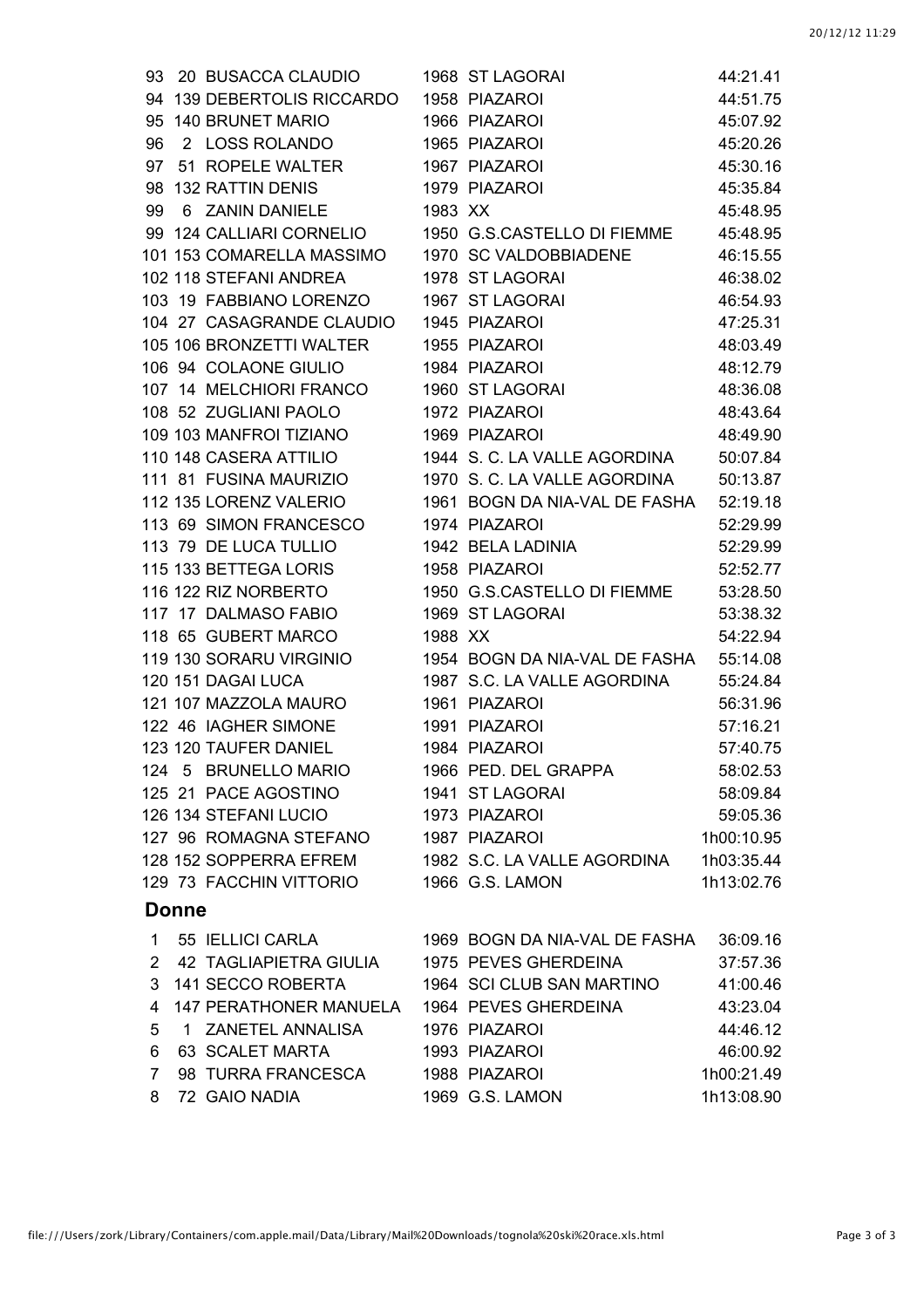| | | | | | |
|---|---|---|---|---|---|
| 93 | 20 | BUSACCA CLAUDIO | 1968 | ST LAGORAI | 44:21.41 |
| 94 | 139 | DEBERTOLIS RICCARDO | 1958 | PIAZAROI | 44:51.75 |
| 95 | 140 | BRUNET MARIO | 1966 | PIAZAROI | 45:07.92 |
| 96 | 2 | LOSS ROLANDO | 1965 | PIAZAROI | 45:20.26 |
| 97 | 51 | ROPELE WALTER | 1967 | PIAZAROI | 45:30.16 |
| 98 | 132 | RATTIN DENIS | 1979 | PIAZAROI | 45:35.84 |
| 99 | 6 | ZANIN DANIELE | 1983 | XX | 45:48.95 |
| 99 | 124 | CALLIARI CORNELIO | 1950 | G.S.CASTELLO DI FIEMME | 45:48.95 |
| 101 | 153 | COMARELLA MASSIMO | 1970 | SC VALDOBBIADENE | 46:15.55 |
| 102 | 118 | STEFANI ANDREA | 1978 | ST LAGORAI | 46:38.02 |
| 103 | 19 | FABBIANO LORENZO | 1967 | ST LAGORAI | 46:54.93 |
| 104 | 27 | CASAGRANDE CLAUDIO | 1945 | PIAZAROI | 47:25.31 |
| 105 | 106 | BRONZETTI WALTER | 1955 | PIAZAROI | 48:03.49 |
| 106 | 94 | COLAONE GIULIO | 1984 | PIAZAROI | 48:12.79 |
| 107 | 14 | MELCHIORI FRANCO | 1960 | ST LAGORAI | 48:36.08 |
| 108 | 52 | ZUGLIANI PAOLO | 1972 | PIAZAROI | 48:43.64 |
| 109 | 103 | MANFROI TIZIANO | 1969 | PIAZAROI | 48:49.90 |
| 110 | 148 | CASERA ATTILIO | 1944 | S. C. LA VALLE AGORDINA | 50:07.84 |
| 111 | 81 | FUSINA MAURIZIO | 1970 | S. C. LA VALLE AGORDINA | 50:13.87 |
| 112 | 135 | LORENZ VALERIO | 1961 | BOGN DA NIA-VAL DE FASHA | 52:19.18 |
| 113 | 69 | SIMON FRANCESCO | 1974 | PIAZAROI | 52:29.99 |
| 113 | 79 | DE LUCA TULLIO | 1942 | BELA LADINIA | 52:29.99 |
| 115 | 133 | BETTEGA LORIS | 1958 | PIAZAROI | 52:52.77 |
| 116 | 122 | RIZ NORBERTO | 1950 | G.S.CASTELLO DI FIEMME | 53:28.50 |
| 117 | 17 | DALMASO FABIO | 1969 | ST LAGORAI | 53:38.32 |
| 118 | 65 | GUBERT MARCO | 1988 | XX | 54:22.94 |
| 119 | 130 | SORARU VIRGINIO | 1954 | BOGN DA NIA-VAL DE FASHA | 55:14.08 |
| 120 | 151 | DAGAI LUCA | 1987 | S.C. LA VALLE AGORDINA | 55:24.84 |
| 121 | 107 | MAZZOLA MAURO | 1961 | PIAZAROI | 56:31.96 |
| 122 | 46 | IAGHER SIMONE | 1991 | PIAZAROI | 57:16.21 |
| 123 | 120 | TAUFER DANIEL | 1984 | PIAZAROI | 57:40.75 |
| 124 | 5 | BRUNELLO MARIO | 1966 | PED. DEL GRAPPA | 58:02.53 |
| 125 | 21 | PACE AGOSTINO | 1941 | ST LAGORAI | 58:09.84 |
| 126 | 134 | STEFANI LUCIO | 1973 | PIAZAROI | 59:05.36 |
| 127 | 96 | ROMAGNA STEFANO | 1987 | PIAZAROI | 1h00:10.95 |
| 128 | 152 | SOPPERRA EFREM | 1982 | S.C. LA VALLE AGORDINA | 1h03:35.44 |
| 129 | 73 | FACCHIN VITTORIO | 1966 | G.S. LAMON | 1h13:02.76 |

## Donne

| | | | | | |
|---|---|---|---|---|---|
| 1 | 55 | IELLICI CARLA | 1969 | BOGN DA NIA-VAL DE FASHA | 36:09.16 |
| 2 | 42 | TAGLIAPIETRA GIULIA | 1975 | PEVES GHERDEINA | 37:57.36 |
| 3 | 141 | SECCO ROBERTA | 1964 | SCI CLUB SAN MARTINO | 41:00.46 |
| 4 | 147 | PERATHONER MANUELA | 1964 | PEVES GHERDEINA | 43:23.04 |
| 5 | 1 | ZANETEL ANNALISA | 1976 | PIAZAROI | 44:46.12 |
| 6 | 63 | SCALET MARTA | 1993 | PIAZAROI | 46:00.92 |
| 7 | 98 | TURRA FRANCESCA | 1988 | PIAZAROI | 1h00:21.49 |
| 8 | 72 | GAIO NADIA | 1969 | G.S. LAMON | 1h13:08.90 |